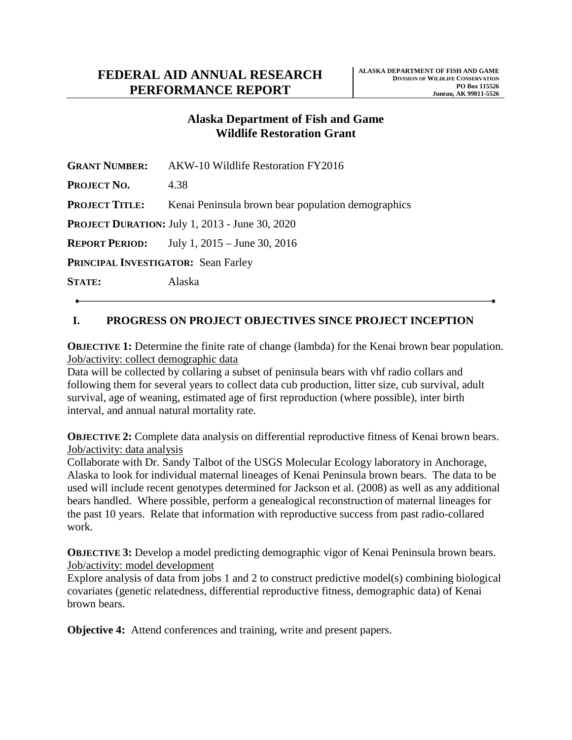# FEDERAL AID ANNUAL RESEARCH PERFORMANCE REPORT

**ALASKA DEPARTMENT OF FISH AND GAME**
**DIVISION OF WILDLIFE CONSERVATION**
**PO Box 115526**
**Juneau, AK 99811-5526**

## Alaska Department of Fish and Game
## Wildlife Restoration Grant

**GRANT NUMBER:** AKW-10 Wildlife Restoration FY2016

**PROJECT NO.** 4.38

**PROJECT TITLE:** Kenai Peninsula brown bear population demographics

**PROJECT DURATION:** July 1, 2013 - June 30, 2020

**REPORT PERIOD:** July 1, 2015 – June 30, 2016

**PRINCIPAL INVESTIGATOR:** Sean Farley

**STATE:** Alaska

---

## I. PROGRESS ON PROJECT OBJECTIVES SINCE PROJECT INCEPTION

**OBJECTIVE 1:** Determine the finite rate of change (lambda) for the Kenai brown bear population.
Job/activity: collect demographic data
Data will be collected by collaring a subset of peninsula bears with vhf radio collars and following them for several years to collect data cub production, litter size, cub survival, adult survival, age of weaning, estimated age of first reproduction (where possible), inter birth interval, and annual natural mortality rate.

**OBJECTIVE 2:** Complete data analysis on differential reproductive fitness of Kenai brown bears.
Job/activity: data analysis
Collaborate with Dr. Sandy Talbot of the USGS Molecular Ecology laboratory in Anchorage, Alaska to look for individual maternal lineages of Kenai Peninsula brown bears. The data to be used will include recent genotypes determined for Jackson et al. (2008) as well as any additional bears handled. Where possible, perform a genealogical reconstruction of maternal lineages for the past 10 years. Relate that information with reproductive success from past radio-collared work.

**OBJECTIVE 3:** Develop a model predicting demographic vigor of Kenai Peninsula brown bears.
Job/activity: model development
Explore analysis of data from jobs 1 and 2 to construct predictive model(s) combining biological covariates (genetic relatedness, differential reproductive fitness, demographic data) of Kenai brown bears.

**Objective 4:** Attend conferences and training, write and present papers.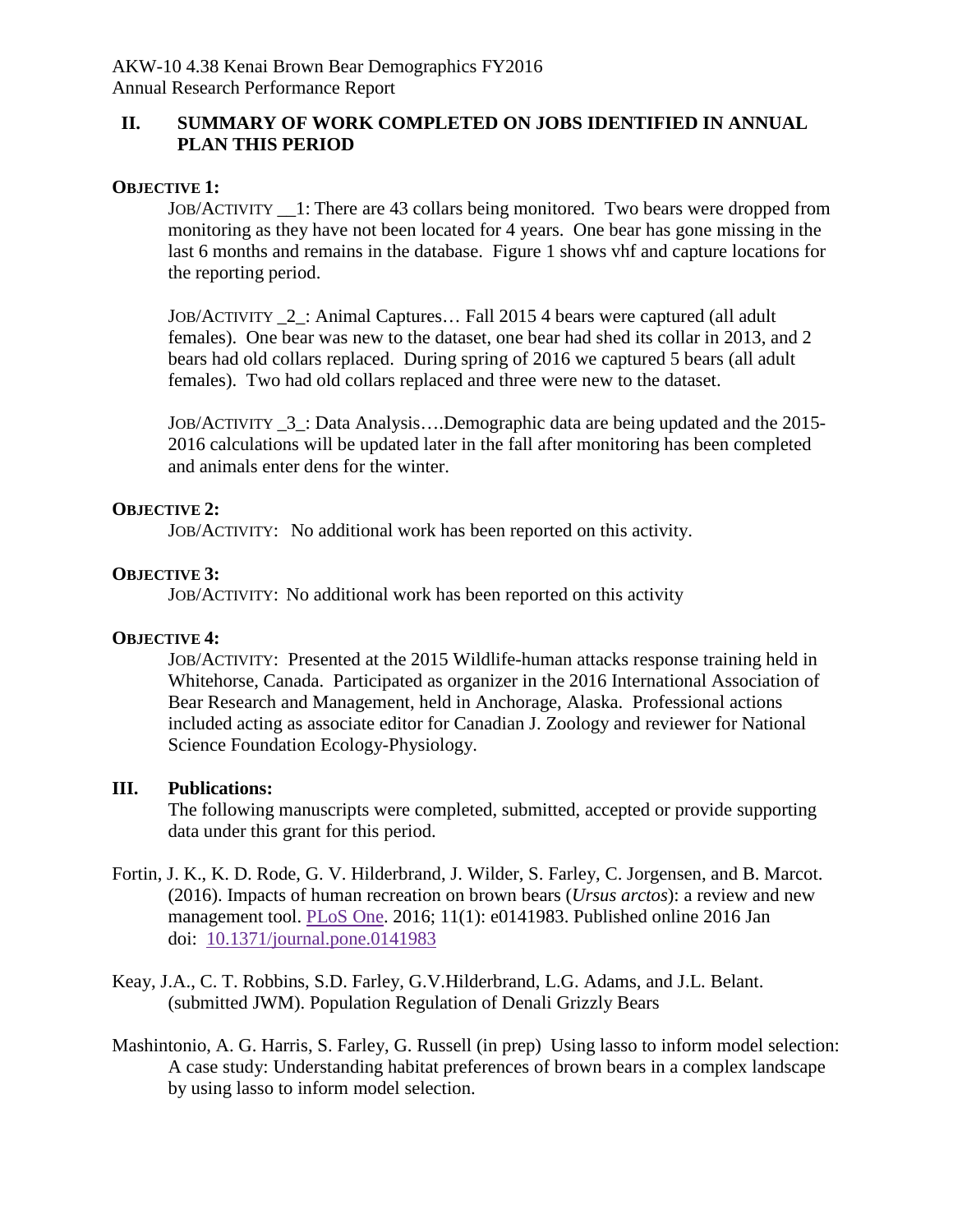## II. SUMMARY OF WORK COMPLETED ON JOBS IDENTIFIED IN ANNUAL PLAN THIS PERIOD

**OBJECTIVE 1:**

JOB/ACTIVITY __1: There are 43 collars being monitored. Two bears were dropped from monitoring as they have not been located for 4 years. One bear has gone missing in the last 6 months and remains in the database. Figure 1 shows vhf and capture locations for the reporting period.

JOB/ACTIVITY _2_: Animal Captures… Fall 2015 4 bears were captured (all adult females). One bear was new to the dataset, one bear had shed its collar in 2013, and 2 bears had old collars replaced. During spring of 2016 we captured 5 bears (all adult females). Two had old collars replaced and three were new to the dataset.

JOB/ACTIVITY _3_: Data Analysis….Demographic data are being updated and the 2015-2016 calculations will be updated later in the fall after monitoring has been completed and animals enter dens for the winter.

**OBJECTIVE 2:**

JOB/ACTIVITY: No additional work has been reported on this activity.

**OBJECTIVE 3:**

JOB/ACTIVITY: No additional work has been reported on this activity

**OBJECTIVE 4:**

JOB/ACTIVITY: Presented at the 2015 Wildlife-human attacks response training held in Whitehorse, Canada. Participated as organizer in the 2016 International Association of Bear Research and Management, held in Anchorage, Alaska. Professional actions included acting as associate editor for Canadian J. Zoology and reviewer for National Science Foundation Ecology-Physiology.

## III. Publications:

The following manuscripts were completed, submitted, accepted or provide supporting data under this grant for this period.

Fortin, J. K., K. D. Rode, G. V. Hilderbrand, J. Wilder, S. Farley, C. Jorgensen, and B. Marcot. (2016). Impacts of human recreation on brown bears (*Ursus arctos*): a review and new management tool. PLoS One. 2016; 11(1): e0141983. Published online 2016 Jan doi: 10.1371/journal.pone.0141983

Keay, J.A., C. T. Robbins, S.D. Farley, G.V.Hilderbrand, L.G. Adams, and J.L. Belant. (submitted JWM). Population Regulation of Denali Grizzly Bears

Mashintonio, A. G. Harris, S. Farley, G. Russell (in prep) Using lasso to inform model selection: A case study: Understanding habitat preferences of brown bears in a complex landscape by using lasso to inform model selection.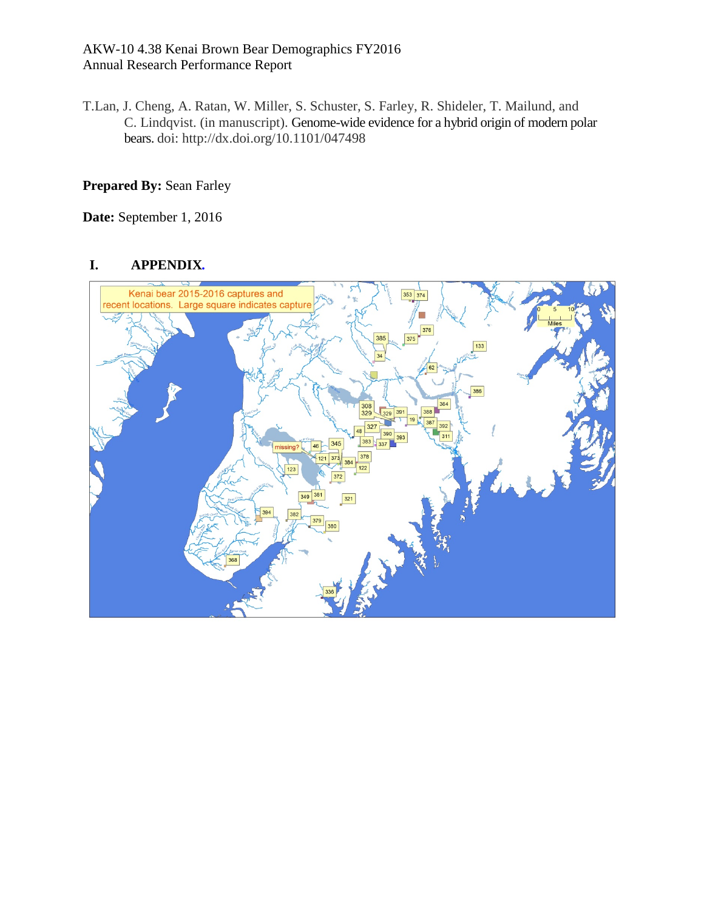AKW-10 4.38 Kenai Brown Bear Demographics FY2016
Annual Research Performance Report

T.Lan, J. Cheng, A. Ratan, W. Miller, S. Schuster, S. Farley, R. Shideler, T. Mailund, and C. Lindqvist. (in manuscript). Genome-wide evidence for a hybrid origin of modern polar bears. doi: http://dx.doi.org/10.1101/047498

**Prepared By:** Sean Farley

**Date:** September 1, 2016

## I. APPENDIX.

Kenai bear 2015-2016 captures and recent locations. Large square indicates capture

0 5 10
Miles

353 374 376 385 375 34 133 62 386 308 329 329 391 364 19 388 387 392 311 327 48 390 383 337 393 345 46 missing? 121 373 384 378 122 123 372 349 381 321 394 382 379 380 368 336